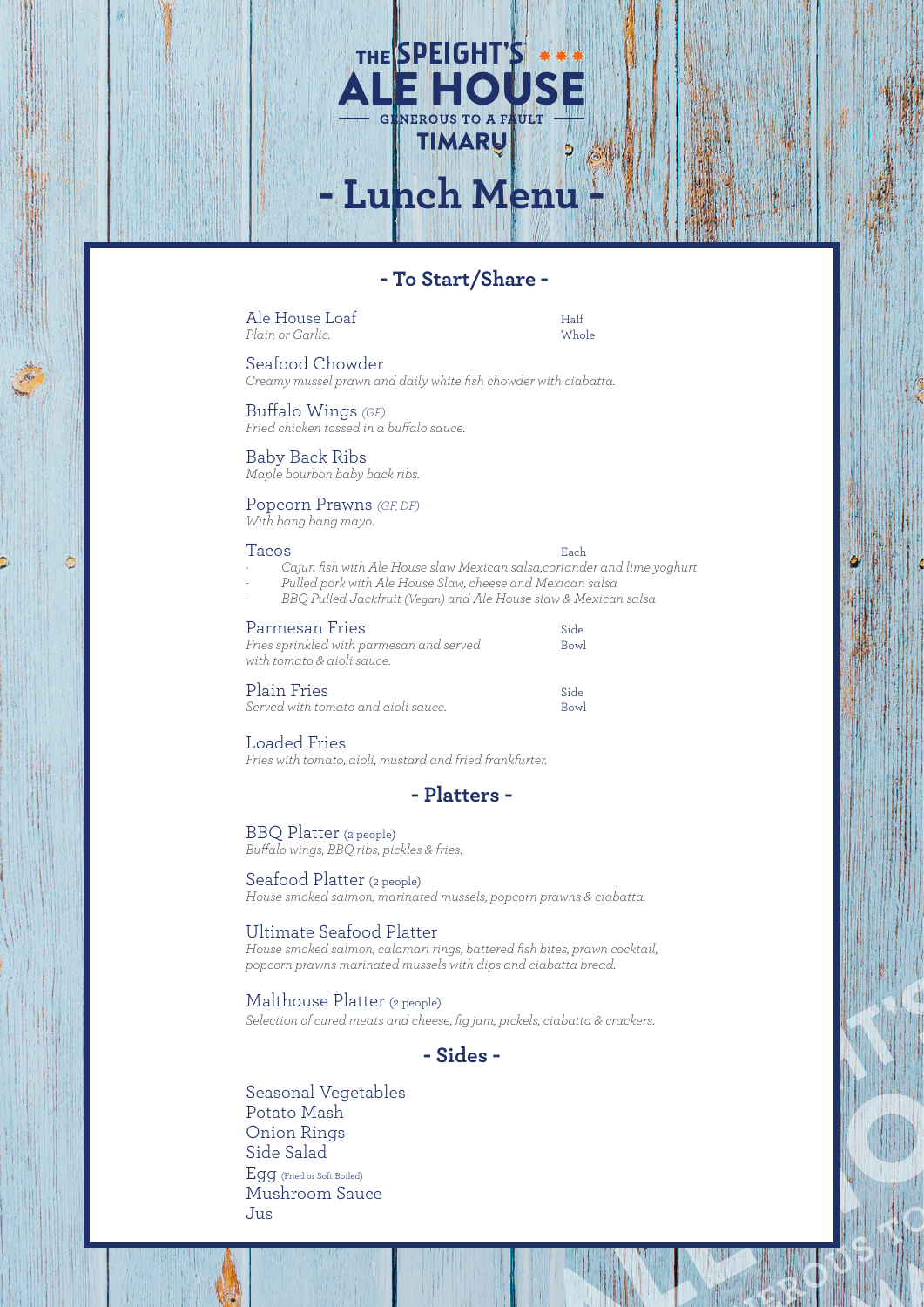# THE SPEIGHT'S ALE HOUSE

GENEROUS TO A FAULT

TIMARU

# - Lunch Menu -

## - To Start/Share -

**Ale House Loaf** — Half / Whole
*Plain or Garlic.*

**Seafood Chowder**
*Creamy mussel prawn and daily white fish chowder with ciabatta.*

**Buffalo Wings** *(GF)*
*Fried chicken tossed in a buffalo sauce.*

**Baby Back Ribs**
*Maple bourbon baby back ribs.*

**Popcorn Prawns** *(GF, DF)*
*With bang bang mayo.*

**Tacos** — Each
- *Cajun fish with Ale House slaw Mexican salsa,coriander and lime yoghurt*
- *Pulled pork with Ale House Slaw, cheese and Mexican salsa*
- *BBQ Pulled Jackfruit (Vegan) and Ale House slaw & Mexican salsa*

**Parmesan Fries** — Side / Bowl
*Fries sprinkled with parmesan and served with tomato & aioli sauce.*

**Plain Fries** — Side / Bowl
*Served with tomato and aioli sauce.*

**Loaded Fries**
*Fries with tomato, aioli, mustard and fried frankfurter.*

## - Platters -

**BBQ Platter** (2 people)
*Buffalo wings, BBQ ribs, pickles & fries.*

**Seafood Platter** (2 people)
*House smoked salmon, marinated mussels, popcorn prawns & ciabatta.*

**Ultimate Seafood Platter**
*House smoked salmon, calamari rings, battered fish bites, prawn cocktail, popcorn prawns marinated mussels with dips and ciabatta bread.*

**Malthouse Platter** (2 people)
*Selection of cured meats and cheese, fig jam, pickels, ciabatta & crackers.*

## - Sides -

Seasonal Vegetables
Potato Mash
Onion Rings
Side Salad
Egg (Fried or Soft Boiled)
Mushroom Sauce
Jus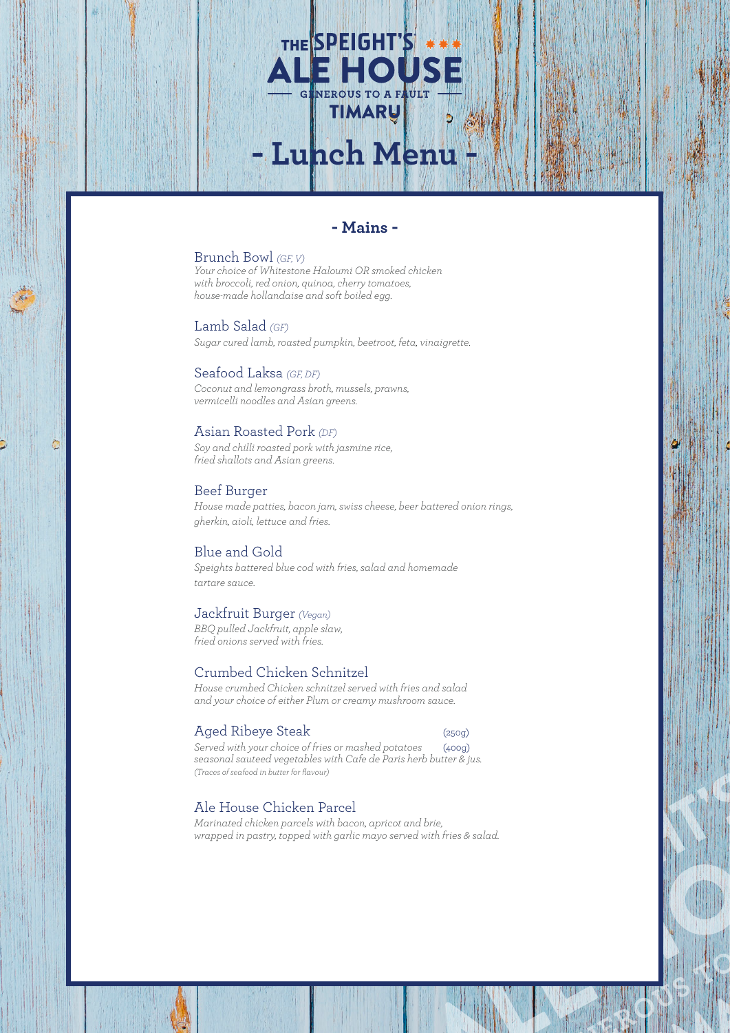# THE SPEIGHT'S ALE HOUSE

GENEROUS TO A FAULT

TIMARU

# - Lunch Menu -

## - Mains -

### Brunch Bowl *(GF, V)*
*Your choice of Whitestone Haloumi OR smoked chicken with broccoli, red onion, quinoa, cherry tomatoes, house-made hollandaise and soft boiled egg.*

### Lamb Salad *(GF)*
*Sugar cured lamb, roasted pumpkin, beetroot, feta, vinaigrette.*

### Seafood Laksa *(GF, DF)*
*Coconut and lemongrass broth, mussels, prawns, vermicelli noodles and Asian greens.*

### Asian Roasted Pork *(DF)*
*Soy and chilli roasted pork with jasmine rice, fried shallots and Asian greens.*

### Beef Burger
*House made patties, bacon jam, swiss cheese, beer battered onion rings, gherkin, aioli, lettuce and fries.*

### Blue and Gold
*Speights battered blue cod with fries, salad and homemade tartare sauce.*

### Jackfruit Burger *(Vegan)*
*BBQ pulled Jackfruit, apple slaw, fried onions served with fries.*

### Crumbed Chicken Schnitzel
*House crumbed Chicken schnitzel served with fries and salad and your choice of either Plum or creamy mushroom sauce.*

### Aged Ribeye Steak (250g) (400g)
*Served with your choice of fries or mashed potatoes seasonal sauteed vegetables with Cafe de Paris herb butter & jus.*
*(Traces of seafood in butter for flavour)*

### Ale House Chicken Parcel
*Marinated chicken parcels with bacon, apricot and brie, wrapped in pastry, topped with garlic mayo served with fries & salad.*